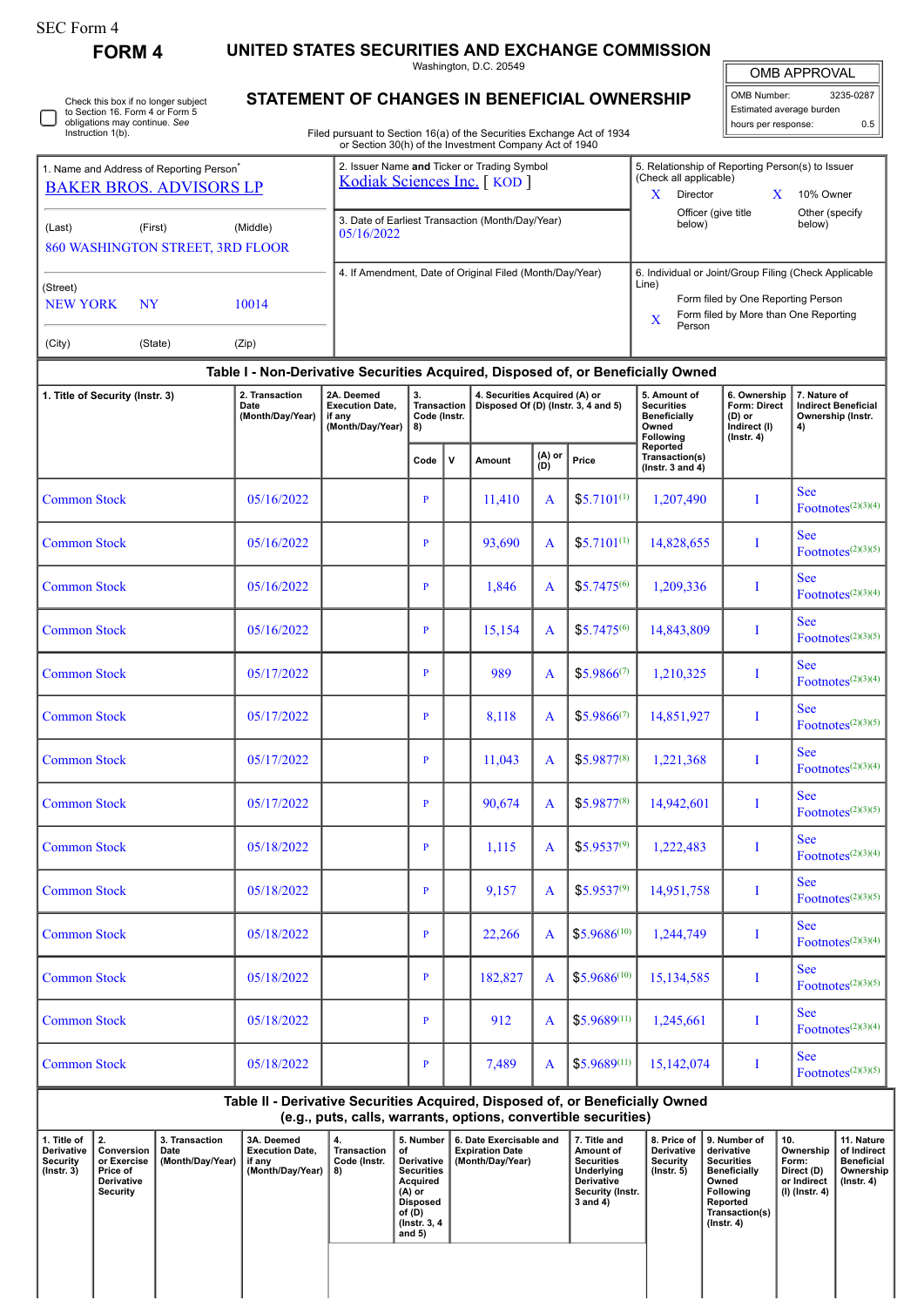SEC Form 4

# FORM 4

## UNITED STATES SECURITIES AND EXCHANGE COMMISSION

Washington, D.C. 20549

## STATEMENT OF CHANGES IN BENEFICIAL OWNERSHIP

Filed pursuant to Section 16(a) of the Securities Exchange Act of 1934 or Section 30(h) of the Investment Company Act of 1940

| OMB APPROVAL | |
|---|---|
| OMB Number: | 3235-0287 |
| Estimated average burden | |
| hours per response: | 0.5 |

☐ Check this box if no longer subject to Section 16. Form 4 or Form 5 obligations may continue. *See* Instruction 1(b).

| 1. Name and Address of Reporting Person* | 2. Issuer Name **and** Ticker or Trading Symbol | 5. Relationship of Reporting Person(s) to Issuer (Check all applicable) |
|---|---|---|
| BAKER BROS. ADVISORS LP | Kodiak Sciences Inc. [ KOD ] | X Director; X 10% Owner; Officer (give title below); Other (specify below) |
| (Last) (First) (Middle) 860 WASHINGTON STREET, 3RD FLOOR | 3. Date of Earliest Transaction (Month/Day/Year) 05/16/2022 | |
| (Street) NEW YORK NY 10014 | 4. If Amendment, Date of Original Filed (Month/Day/Year) | 6. Individual or Joint/Group Filing (Check Applicable Line): Form filed by One Reporting Person; X Form filed by More than One Reporting Person |
| (City) (State) (Zip) | | |

### Table I - Non-Derivative Securities Acquired, Disposed of, or Beneficially Owned

| 1. Title of Security (Instr. 3) | 2. Transaction Date (Month/Day/Year) | 2A. Deemed Execution Date, if any (Month/Day/Year) | 3. Transaction Code (Instr. 8) | | 4. Securities Acquired (A) or Disposed Of (D) (Instr. 3, 4 and 5) | | | 5. Amount of Securities Beneficially Owned Following Reported Transaction(s) (Instr. 3 and 4) | 6. Ownership Form: Direct (D) or Indirect (I) (Instr. 4) | 7. Nature of Indirect Beneficial Ownership (Instr. 4) |
|---|---|---|---|---|---|---|---|---|---|---|
| | | | Code | V | Amount | (A) or (D) | Price | | | |
| Common Stock | 05/16/2022 | | P | | 11,410 | A | $5.7101[1] | 1,207,490 | I | See Footnotes[2][3][4] |
| Common Stock | 05/16/2022 | | P | | 93,690 | A | $5.7101[1] | 14,828,655 | I | See Footnotes[2][3][5] |
| Common Stock | 05/16/2022 | | P | | 1,846 | A | $5.7475[6] | 1,209,336 | I | See Footnotes[2][3][4] |
| Common Stock | 05/16/2022 | | P | | 15,154 | A | $5.7475[6] | 14,843,809 | I | See Footnotes[2][3][5] |
| Common Stock | 05/17/2022 | | P | | 989 | A | $5.9866[7] | 1,210,325 | I | See Footnotes[2][3][4] |
| Common Stock | 05/17/2022 | | P | | 8,118 | A | $5.9866[7] | 14,851,927 | I | See Footnotes[2][3][5] |
| Common Stock | 05/17/2022 | | P | | 11,043 | A | $5.9877[8] | 1,221,368 | I | See Footnotes[2][3][4] |
| Common Stock | 05/17/2022 | | P | | 90,674 | A | $5.9877[8] | 14,942,601 | I | See Footnotes[2][3][5] |
| Common Stock | 05/18/2022 | | P | | 1,115 | A | $5.9537[9] | 1,222,483 | I | See Footnotes[2][3][4] |
| Common Stock | 05/18/2022 | | P | | 9,157 | A | $5.9537[9] | 14,951,758 | I | See Footnotes[2][3][5] |
| Common Stock | 05/18/2022 | | P | | 22,266 | A | $5.9686[10] | 1,244,749 | I | See Footnotes[2][3][4] |
| Common Stock | 05/18/2022 | | P | | 182,827 | A | $5.9686[10] | 15,134,585 | I | See Footnotes[2][3][5] |
| Common Stock | 05/18/2022 | | P | | 912 | A | $5.9689[11] | 1,245,661 | I | See Footnotes[2][3][4] |
| Common Stock | 05/18/2022 | | P | | 7,489 | A | $5.9689[11] | 15,142,074 | I | See Footnotes[2][3][5] |

### Table II - Derivative Securities Acquired, Disposed of, or Beneficially Owned (e.g., puts, calls, warrants, options, convertible securities)

| 1. Title of Derivative Security (Instr. 3) | 2. Conversion or Exercise Price of Derivative Security | 3. Transaction Date (Month/Day/Year) | 3A. Deemed Execution Date, if any (Month/Day/Year) | 4. Transaction Code (Instr. 8) | 5. Number of Derivative Securities Acquired (A) or Disposed of (D) (Instr. 3, 4 and 5) | 6. Date Exercisable and Expiration Date (Month/Day/Year) | 7. Title and Amount of Securities Underlying Derivative Security (Instr. 3 and 4) | 8. Price of Derivative Security (Instr. 5) | 9. Number of derivative Securities Beneficially Owned Following Reported Transaction(s) (Instr. 4) | 10. Ownership Form: Direct (D) or Indirect (I) (Instr. 4) | 11. Nature of Indirect Beneficial Ownership (Instr. 4) |
|---|---|---|---|---|---|---|---|---|---|---|---|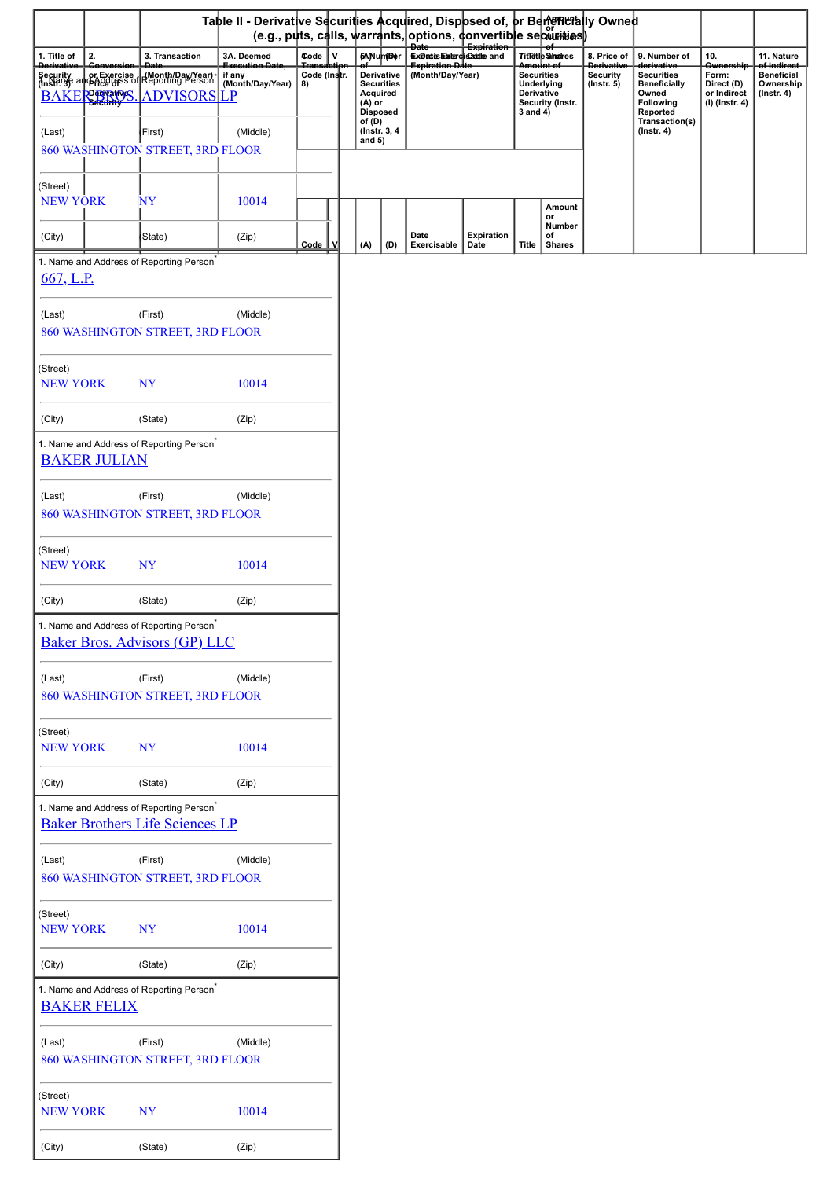## Table II - Derivative Securities Acquired, Disposed of, or Beneficially Owned
### (e.g., puts, calls, warrants, options, convertible securities)

| 1. Title of Derivative Security (Instr. 3) | 2. Conversion or Exercise Price of Derivative Security | 3. Transaction Date (Month/Day/Year) | 3A. Deemed Execution Date, if any (Month/Day/Year) | 4. Transaction Code (Instr. 8) | | 5. Number of Derivative Securities Acquired (A) or Disposed of (D) (Instr. 3, 4 and 5) | | 6. Date Exercisable and Expiration Date (Month/Day/Year) | | 7. Title and Amount of Securities Underlying Derivative Security (Instr. 3 and 4) | | 8. Price of Derivative Security (Instr. 5) | 9. Number of derivative Securities Beneficially Owned Following Reported Transaction(s) (Instr. 4) | 10. Ownership Form: Direct (D) or Indirect (I) (Instr. 4) | 11. Nature of Indirect Beneficial Ownership (Instr. 4) |
|---|---|---|---|---|---|---|---|---|---|---|---|---|---|---|---|
| | | | | Code | V | (A) | (D) | Date Exercisable | Expiration Date | Title | Amount or Number of Shares | | | | |

1. Name and Address of Reporting Person*
BAKER BROS. ADVISORS LP

(Last) (First) (Middle)
860 WASHINGTON STREET, 3RD FLOOR

(Street)
NEW YORK NY 10014

(City) (State) (Zip)

1. Name and Address of Reporting Person*
667, L.P.

(Last) (First) (Middle)
860 WASHINGTON STREET, 3RD FLOOR

(Street)
NEW YORK NY 10014

(City) (State) (Zip)

1. Name and Address of Reporting Person*
BAKER JULIAN

(Last) (First) (Middle)
860 WASHINGTON STREET, 3RD FLOOR

(Street)
NEW YORK NY 10014

(City) (State) (Zip)

1. Name and Address of Reporting Person*
Baker Bros. Advisors (GP) LLC

(Last) (First) (Middle)
860 WASHINGTON STREET, 3RD FLOOR

(Street)
NEW YORK NY 10014

(City) (State) (Zip)

1. Name and Address of Reporting Person*
Baker Brothers Life Sciences LP

(Last) (First) (Middle)
860 WASHINGTON STREET, 3RD FLOOR

(Street)
NEW YORK NY 10014

(City) (State) (Zip)

1. Name and Address of Reporting Person*
BAKER FELIX

(Last) (First) (Middle)
860 WASHINGTON STREET, 3RD FLOOR

(Street)
NEW YORK NY 10014

(City) (State) (Zip)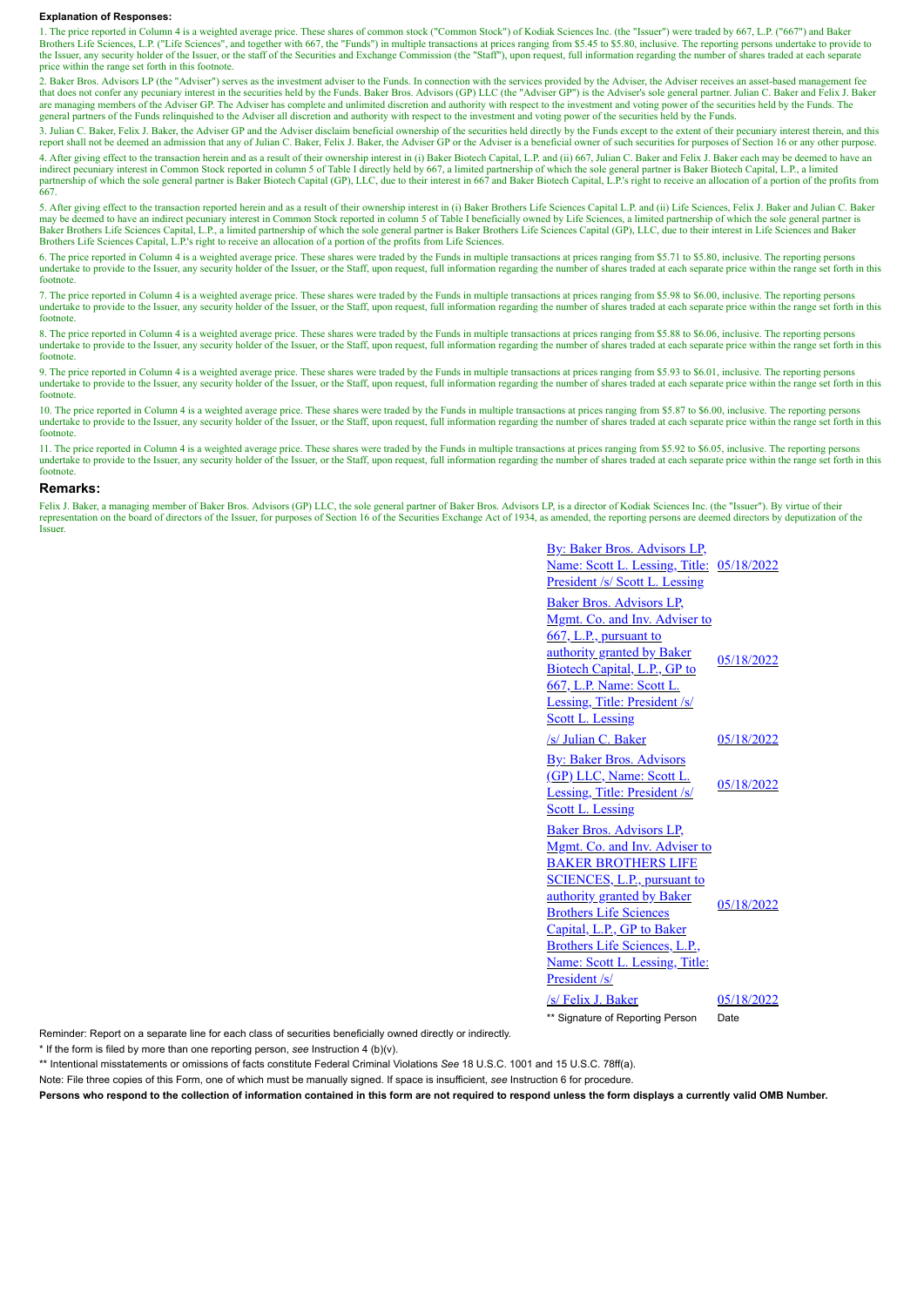**Explanation of Responses:**

1. The price reported in Column 4 is a weighted average price. These shares of common stock ("Common Stock") of Kodiak Sciences Inc. (the "Issuer") were traded by 667, L.P. ("667") and Baker Brothers Life Sciences, L.P. ("Life Sciences", and together with 667, the "Funds") in multiple transactions at prices ranging from $5.45 to $5.80, inclusive. The reporting persons undertake to provide to the Issuer, any security holder of the Issuer, or the staff of the Securities and Exchange Commission (the "Staff"), upon request, full information regarding the number of shares traded at each separate price within the range set forth in this footnote.

2. Baker Bros. Advisors LP (the "Adviser") serves as the investment adviser to the Funds. In connection with the services provided by the Adviser, the Adviser receives an asset-based management fee that does not confer any pecuniary interest in the securities held by the Funds. Baker Bros. Advisors (GP) LLC (the "Adviser GP") is the Adviser's sole general partner. Julian C. Baker and Felix J. Baker are managing members of the Adviser GP. The Adviser has complete and unlimited discretion and authority with respect to the investment and voting power of the securities held by the Funds. The general partners of the Funds relinquished to the Adviser all discretion and authority with respect to the investment and voting power of the securities held by the Funds.

3. Julian C. Baker, Felix J. Baker, the Adviser GP and the Adviser disclaim beneficial ownership of the securities held directly by the Funds except to the extent of their pecuniary interest therein, and this report shall not be deemed an admission that any of Julian C. Baker, Felix J. Baker, the Adviser GP or the Adviser is a beneficial owner of such securities for purposes of Section 16 or any other purpose.

4. After giving effect to the transaction herein and as a result of their ownership interest in (i) Baker Biotech Capital, L.P. and (ii) 667, Julian C. Baker and Felix J. Baker each may be deemed to have an indirect pecuniary interest in Common Stock reported in column 5 of Table I directly held by 667, a limited partnership of which the sole general partner is Baker Biotech Capital, L.P., a limited partnership of which the sole general partner is Baker Biotech Capital (GP), LLC, due to their interest in 667 and Baker Biotech Capital, L.P.'s right to receive an allocation of a portion of the profits from 667.

5. After giving effect to the transaction reported herein and as a result of their ownership interest in (i) Baker Brothers Life Sciences Capital L.P. and (ii) Life Sciences, Felix J. Baker and Julian C. Baker may be deemed to have an indirect pecuniary interest in Common Stock reported in column 5 of Table I beneficially owned by Life Sciences, a limited partnership of which the sole general partner is Baker Brothers Life Sciences Capital, L.P., a limited partnership of which the sole general partner is Baker Brothers Life Sciences Capital (GP), LLC, due to their interest in Life Sciences and Baker Brothers Life Sciences Capital, L.P.'s right to receive an allocation of a portion of the profits from Life Sciences.

6. The price reported in Column 4 is a weighted average price. These shares were traded by the Funds in multiple transactions at prices ranging from $5.71 to $5.80, inclusive. The reporting persons undertake to provide to the Issuer, any security holder of the Issuer, or the Staff, upon request, full information regarding the number of shares traded at each separate price within the range set forth in this footnote.

7. The price reported in Column 4 is a weighted average price. These shares were traded by the Funds in multiple transactions at prices ranging from $5.98 to $6.00, inclusive. The reporting persons undertake to provide to the Issuer, any security holder of the Issuer, or the Staff, upon request, full information regarding the number of shares traded at each separate price within the range set forth in this footnote.

8. The price reported in Column 4 is a weighted average price. These shares were traded by the Funds in multiple transactions at prices ranging from $5.88 to $6.06, inclusive. The reporting persons undertake to provide to the Issuer, any security holder of the Issuer, or the Staff, upon request, full information regarding the number of shares traded at each separate price within the range set forth in this footnote.

9. The price reported in Column 4 is a weighted average price. These shares were traded by the Funds in multiple transactions at prices ranging from $5.93 to $6.01, inclusive. The reporting persons undertake to provide to the Issuer, any security holder of the Issuer, or the Staff, upon request, full information regarding the number of shares traded at each separate price within the range set forth in this footnote.

10. The price reported in Column 4 is a weighted average price. These shares were traded by the Funds in multiple transactions at prices ranging from $5.87 to $6.00, inclusive. The reporting persons undertake to provide to the Issuer, any security holder of the Issuer, or the Staff, upon request, full information regarding the number of shares traded at each separate price within the range set forth in this footnote.

11. The price reported in Column 4 is a weighted average price. These shares were traded by the Funds in multiple transactions at prices ranging from $5.92 to $6.05, inclusive. The reporting persons undertake to provide to the Issuer, any security holder of the Issuer, or the Staff, upon request, full information regarding the number of shares traded at each separate price within the range set forth in this footnote.

## Remarks:

Felix J. Baker, a managing member of Baker Bros. Advisors (GP) LLC, the sole general partner of Baker Bros. Advisors LP, is a director of Kodiak Sciences Inc. (the "Issuer"). By virtue of their representation on the board of directors of the Issuer, for purposes of Section 16 of the Securities Exchange Act of 1934, as amended, the reporting persons are deemed directors by deputization of the Issuer.

| | |
|---|---|
| By: Baker Bros. Advisors LP, Name: Scott L. Lessing, Title: President /s/ Scott L. Lessing | 05/18/2022 |
| Baker Bros. Advisors LP, Mgmt. Co. and Inv. Adviser to 667, L.P., pursuant to authority granted by Baker Biotech Capital, L.P., GP to 667, L.P. Name: Scott L. Lessing, Title: President /s/ Scott L. Lessing | 05/18/2022 |
| /s/ Julian C. Baker | 05/18/2022 |
| By: Baker Bros. Advisors (GP) LLC, Name: Scott L. Lessing, Title: President /s/ Scott L. Lessing | 05/18/2022 |
| Baker Bros. Advisors LP, Mgmt. Co. and Inv. Adviser to BAKER BROTHERS LIFE SCIENCES, L.P., pursuant to authority granted by Baker Brothers Life Sciences Capital, L.P., GP to Baker Brothers Life Sciences, L.P., Name: Scott L. Lessing, Title: President /s/ | 05/18/2022 |
| /s/ Felix J. Baker | 05/18/2022 |
| ** Signature of Reporting Person | Date |

Reminder: Report on a separate line for each class of securities beneficially owned directly or indirectly.

* If the form is filed by more than one reporting person, *see* Instruction 4 (b)(v).

** Intentional misstatements or omissions of facts constitute Federal Criminal Violations *See* 18 U.S.C. 1001 and 15 U.S.C. 78ff(a).

Note: File three copies of this Form, one of which must be manually signed. If space is insufficient, *see* Instruction 6 for procedure.

**Persons who respond to the collection of information contained in this form are not required to respond unless the form displays a currently valid OMB Number.**